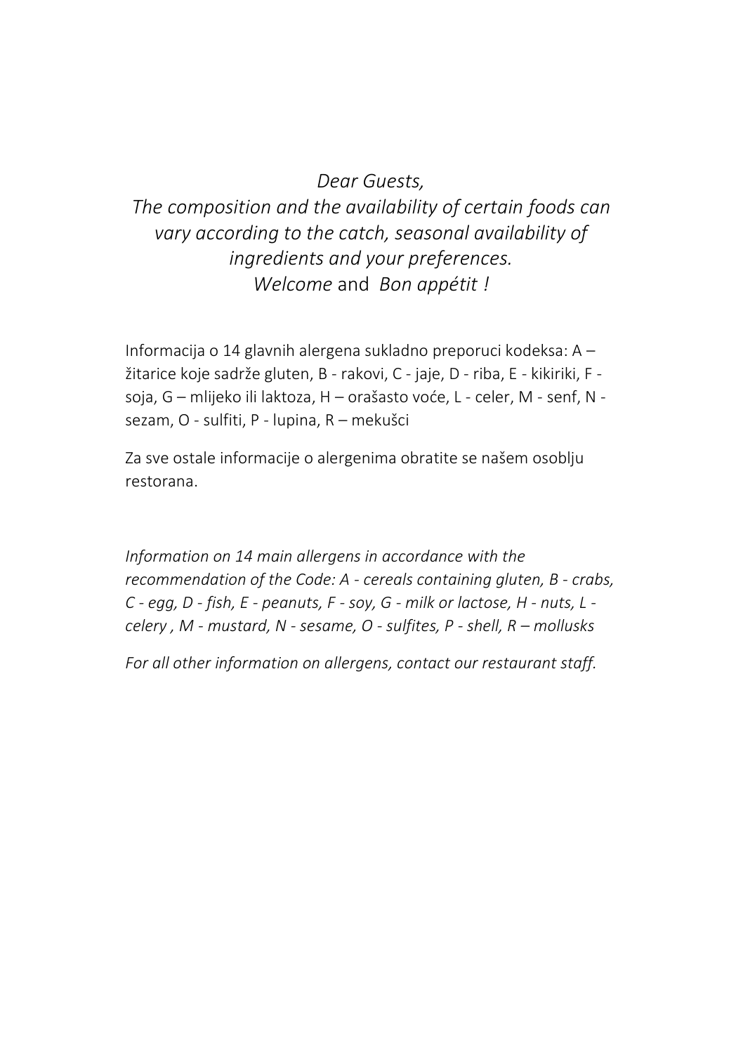*Dear Guests,*
*The composition and the availability of certain foods can vary according to the catch, seasonal availability of ingredients and your preferences.*
*Welcome* and *Bon appétit !*

Informacija o 14 glavnih alergena sukladno preporuci kodeksa: A – žitarice koje sadrže gluten, B - rakovi, C - jaje, D - riba, E - kikiriki, F - soja, G – mlijeko ili laktoza, H – orašasto voće, L - celer, M - senf, N - sezam, O - sulfiti, P - lupina, R – mekušci

Za sve ostale informacije o alergenima obratite se našem osoblju restorana.

*Information on 14 main allergens in accordance with the recommendation of the Code: A - cereals containing gluten, B - crabs, C - egg, D - fish, E - peanuts, F - soy, G - milk or lactose, H - nuts, L - celery , M - mustard, N - sesame, O - sulfites, P - shell, R – mollusks*

*For all other information on allergens, contact our restaurant staff.*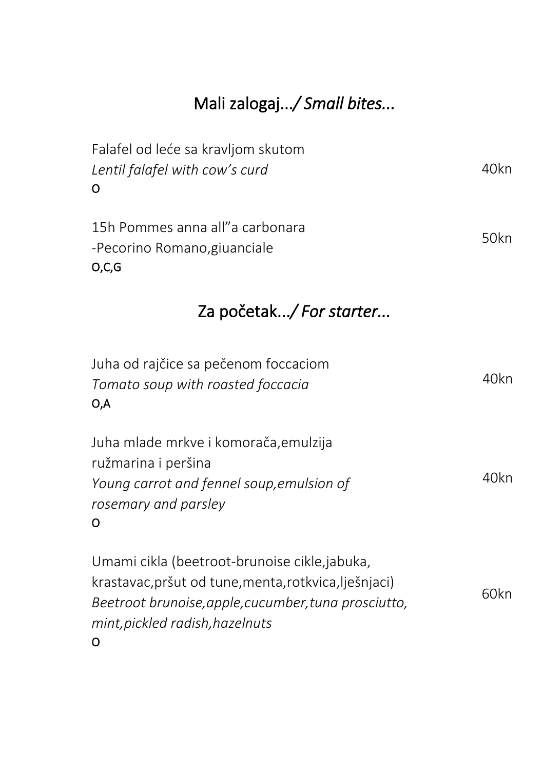## Mali zalogaj.../ *Small bites...*

Falafel od leće sa kravljom skutom
*Lentil falafel with cow's curd* — 40kn
O

15h Pommes anna all"a carbonara
-Pecorino Romano,giuanciale — 50kn
O,C,G

## Za početak.../ *For starter...*

Juha od rajčice sa pečenom foccaciom
*Tomato soup with roasted foccacia* — 40kn
O,A

Juha mlade mrkve i komorača,emulzija ružmarina i peršina
*Young carrot and fennel soup,emulsion of rosemary and parsley* — 40kn
O

Umami cikla (beetroot-brunoise cikle,jabuka, krastavac,pršut od tune,menta,rotkvica,lješnjaci)
*Beetroot brunoise,apple,cucumber,tuna prosciutto, mint,pickled radish,hazelnuts* — 60kn
O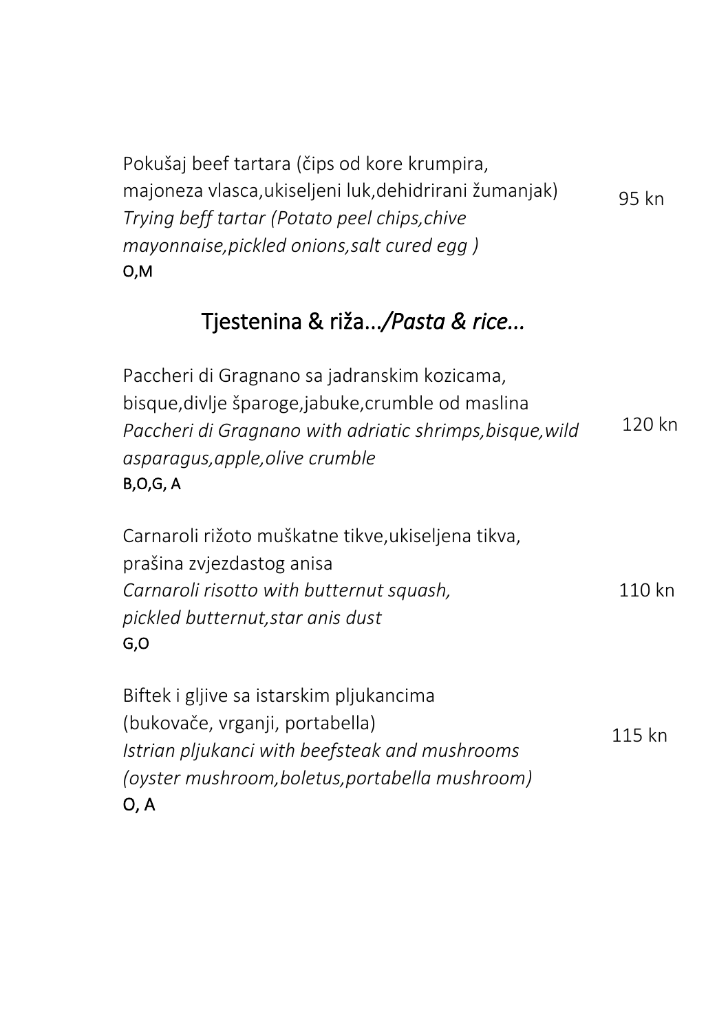Pokušaj beef tartara (čips od kore krumpira, majoneza vlasca,ukiseljeni luk,dehidrirani žumanjak)
*Trying beff tartar (Potato peel chips,chive mayonnaise,pickled onions,salt cured egg )*
O,M

95 kn

## Tjestenina & riža.../*Pasta & rice...*

Paccheri di Gragnano sa jadranskim kozicama, bisque,divlje šparoge,jabuke,crumble od maslina
*Paccheri di Gragnano with adriatic shrimps,bisque,wild asparagus,apple,olive crumble*
B,O,G, A

120 kn

Carnaroli rižoto muškatne tikve,ukiseljena tikva, prašina zvjezdastog anisa
*Carnaroli risotto with butternut squash, pickled butternut,star anis dust*
G,O

110 kn

Biftek i gljive sa istarskim pljukancima (bukovače, vrganji, portabella)
*Istrian pljukanci with beefsteak and mushrooms (oyster mushroom,boletus,portabella mushroom)*
O, A

115 kn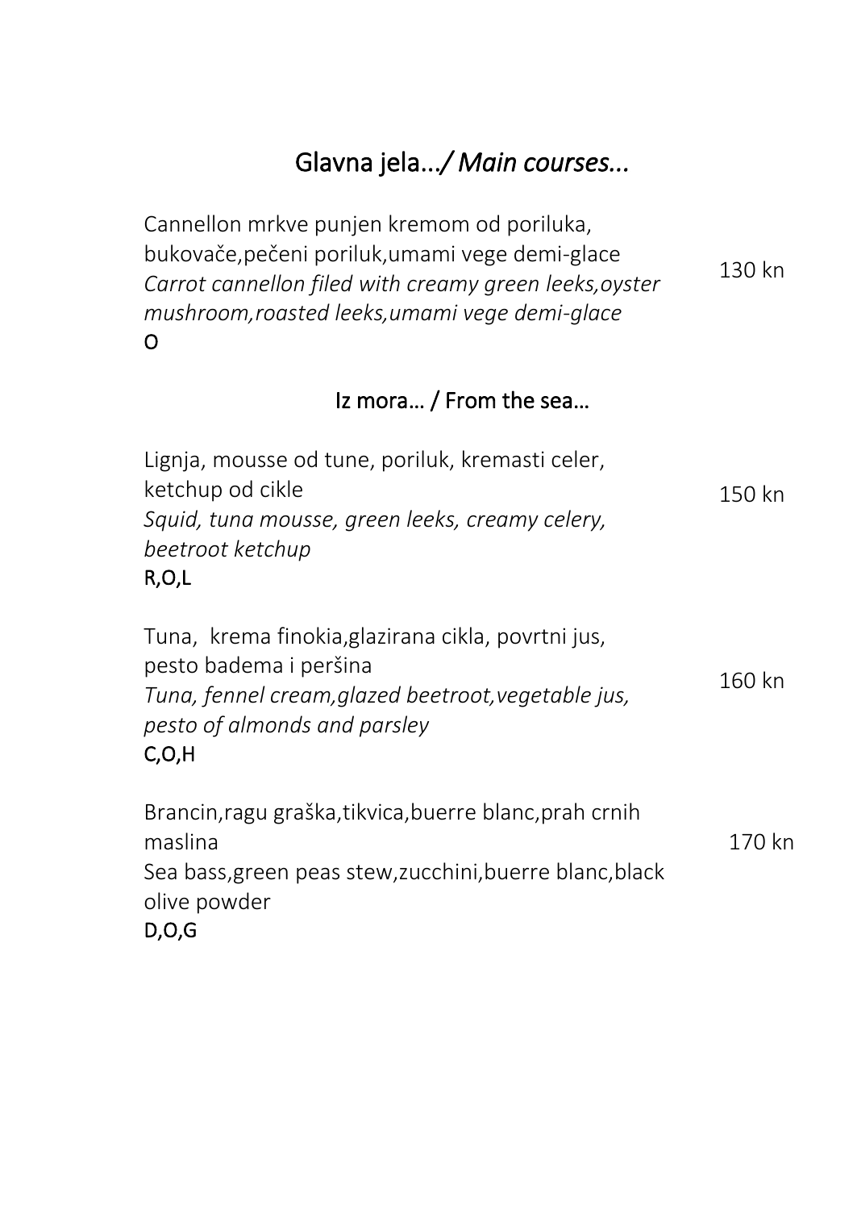## Glavna jela.../ *Main courses...*

Cannellon mrkve punjen kremom od poriluka, bukovače,pečeni poriluk,umami vege demi-glace
*Carrot cannellon filed with creamy green leeks,oyster mushroom,roasted leeks,umami vege demi-glace*
O

130 kn

## Iz mora… / From the sea…

Lignja, mousse od tune, poriluk, kremasti celer, ketchup od cikle
*Squid, tuna mousse, green leeks, creamy celery, beetroot ketchup*
R,O,L

150 kn

Tuna, krema finokia,glazirana cikla, povrtni jus, pesto badema i peršina
*Tuna, fennel cream,glazed beetroot,vegetable jus, pesto of almonds and parsley*
C,O,H

160 kn

Brancin,ragu graška,tikvica,buerre blanc,prah crnih maslina
Sea bass,green peas stew,zucchini,buerre blanc,black olive powder
D,O,G

170 kn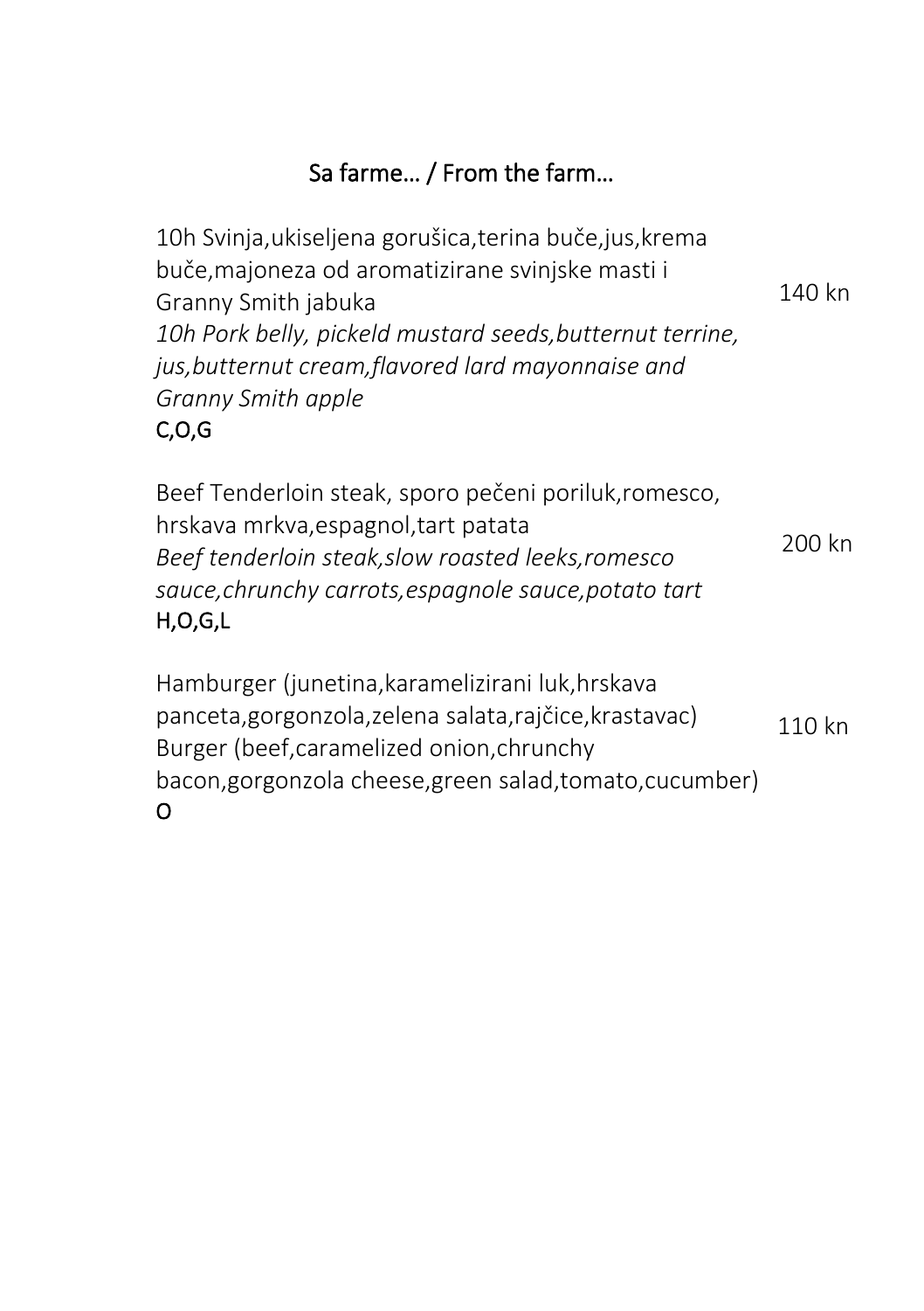## Sa farme… / From the farm…

10h Svinja,ukiseljena gorušica,terina buče,jus,krema buče,majoneza od aromatizirane svinjske masti i Granny Smith jabuka
*10h Pork belly, pickeld mustard seeds,butternut terrine, jus,butternut cream,flavored lard mayonnaise and Granny Smith apple*
C,O,G

140 kn

Beef Tenderloin steak, sporo pečeni poriluk,romesco, hrskava mrkva,espagnol,tart patata
*Beef tenderloin steak,slow roasted leeks,romesco sauce,chrunchy carrots,espagnole sauce,potato tart*
H,O,G,L

200 kn

Hamburger (junetina,karamelizirani luk,hrskava panceta,gorgonzola,zelena salata,rajčice,krastavac)
Burger (beef,caramelized onion,chrunchy bacon,gorgonzola cheese,green salad,tomato,cucumber)
O

110 kn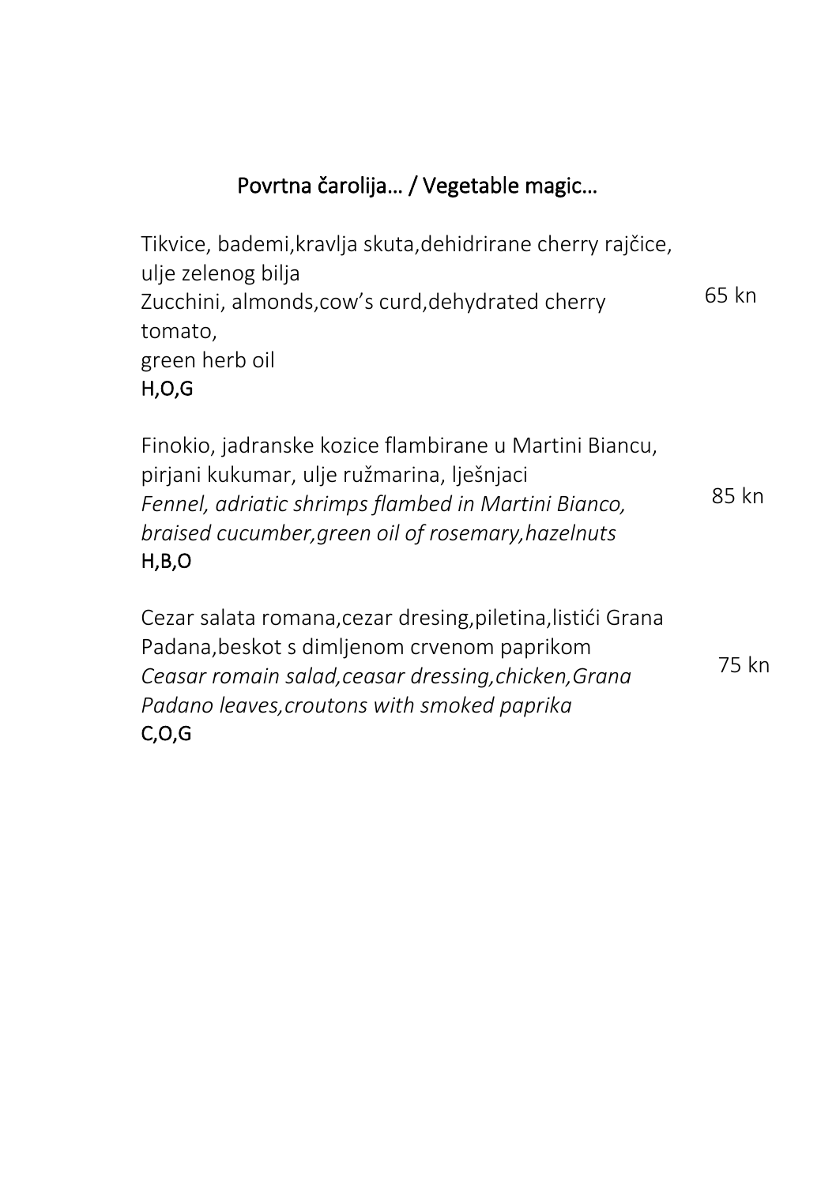## Povrtna čarolija… / Vegetable magic…

Tikvice, bademi,kravlja skuta,dehidrirane cherry rajčice, ulje zelenog bilja
Zucchini, almonds,cow's curd,dehydrated cherry tomato,
green herb oil
H,O,G

65 kn

Finokio, jadranske kozice flambirane u Martini Biancu, pirjani kukumar, ulje ružmarina, lješnjaci
*Fennel, adriatic shrimps flambed in Martini Bianco, braised cucumber,green oil of rosemary,hazelnuts*
H,B,O

85 kn

Cezar salata romana,cezar dresing,piletina,listići Grana Padana,beskot s dimljenom crvenom paprikom
*Ceasar romain salad,ceasar dressing,chicken,Grana Padano leaves,croutons with smoked paprika*
C,O,G

75 kn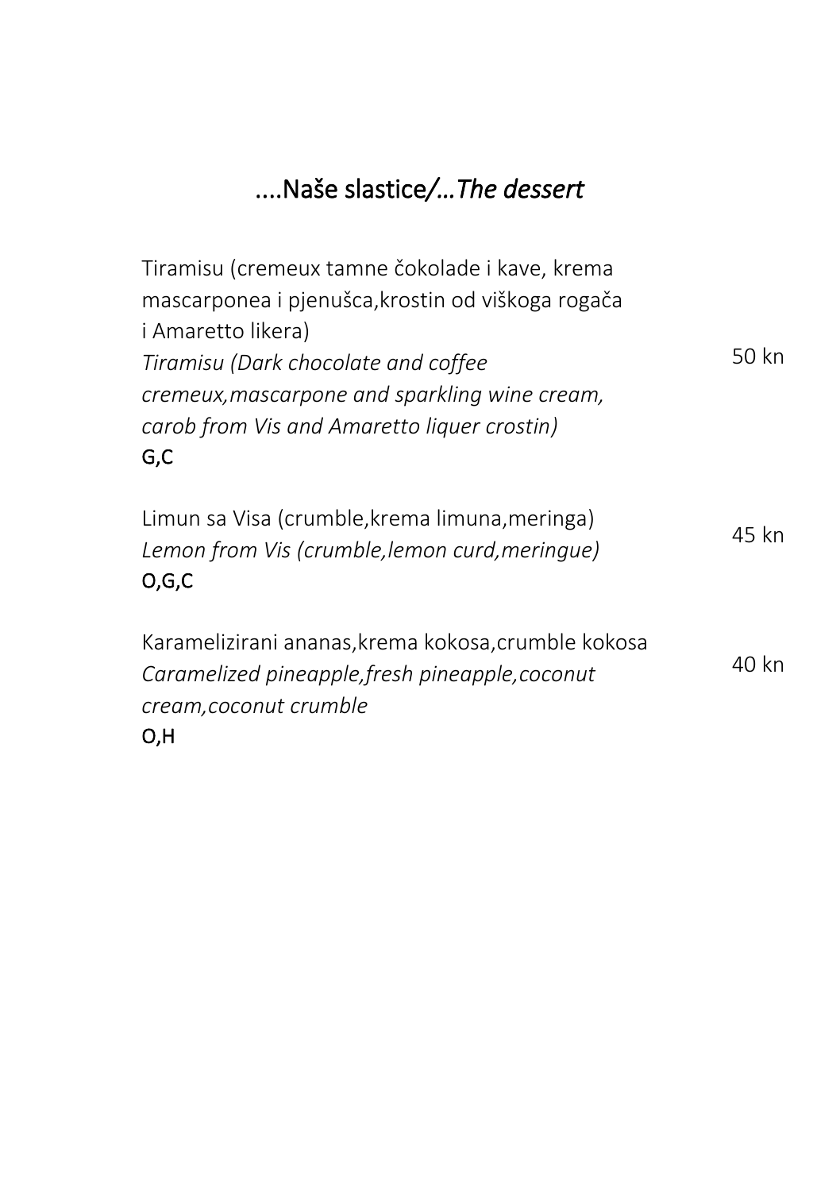## ....Naše slastice/*...The dessert*

Tiramisu (cremeux tamne čokolade i kave, krema mascarponea i pjenušca,krostin od viškoga rogača i Amaretto likera)
*Tiramisu (Dark chocolate and coffee cremeux,mascarpone and sparkling wine cream, carob from Vis and Amaretto liquer crostin)*
G,C

50 kn

Limun sa Visa (crumble,krema limuna,meringa)
*Lemon from Vis (crumble,lemon curd,meringue)*
O,G,C

45 kn

Karamelizirani ananas,krema kokosa,crumble kokosa
*Caramelized pineapple,fresh pineapple,coconut cream,coconut crumble*
O,H

40 kn